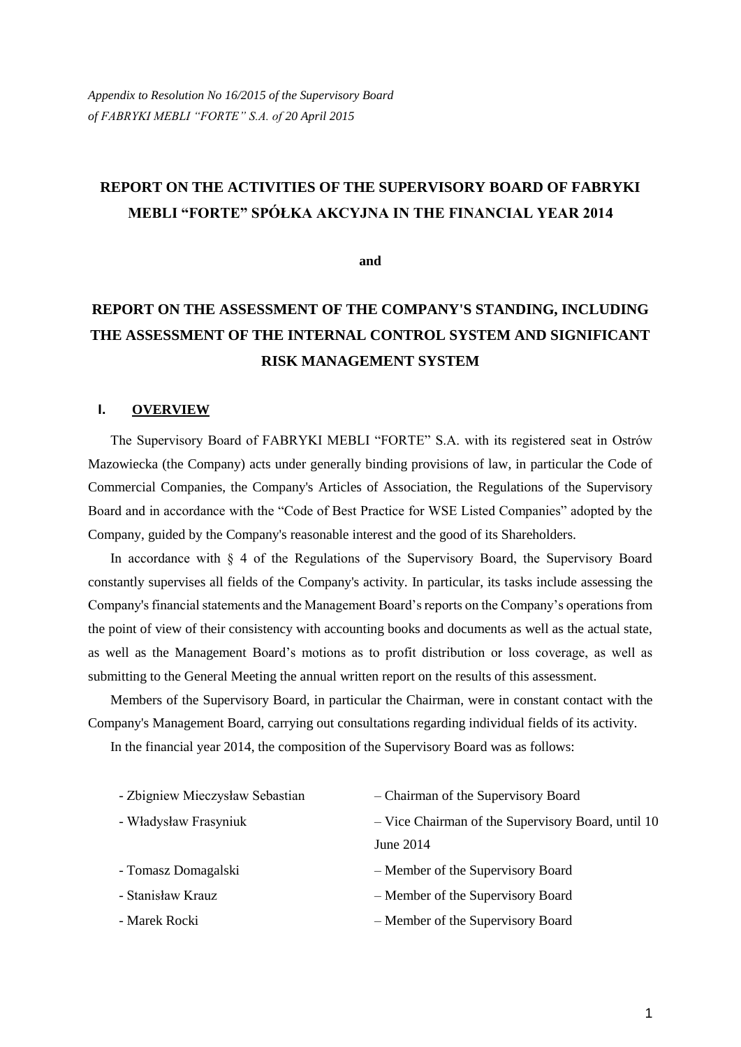*Appendix to Resolution No 16/2015 of the Supervisory Board of FABRYKI MEBLI "FORTE" S.A. of 20 April 2015*

# REPORT ON THE ACTIVITIES OF THE SUPERVISORY BOARD OF FABRYKI MEBLI "FORTE" SPÓŁKA AKCYJNA IN THE FINANCIAL YEAR 2014

**and**

# REPORT ON THE ASSESSMENT OF THE COMPANY'S STANDING, INCLUDING THE ASSESSMENT OF THE INTERNAL CONTROL SYSTEM AND SIGNIFICANT RISK MANAGEMENT SYSTEM

## I. OVERVIEW

The Supervisory Board of FABRYKI MEBLI "FORTE" S.A. with its registered seat in Ostrów Mazowiecka (the Company) acts under generally binding provisions of law, in particular the Code of Commercial Companies, the Company's Articles of Association, the Regulations of the Supervisory Board and in accordance with the "Code of Best Practice for WSE Listed Companies" adopted by the Company, guided by the Company's reasonable interest and the good of its Shareholders.

In accordance with § 4 of the Regulations of the Supervisory Board, the Supervisory Board constantly supervises all fields of the Company's activity. In particular, its tasks include assessing the Company's financial statements and the Management Board's reports on the Company's operations from the point of view of their consistency with accounting books and documents as well as the actual state, as well as the Management Board's motions as to profit distribution or loss coverage, as well as submitting to the General Meeting the annual written report on the results of this assessment.

Members of the Supervisory Board, in particular the Chairman, were in constant contact with the Company's Management Board, carrying out consultations regarding individual fields of its activity.

In the financial year 2014, the composition of the Supervisory Board was as follows:

- Zbigniew Mieczysław Sebastian – Chairman of the Supervisory Board
- Władysław Frasyniuk – Vice Chairman of the Supervisory Board, until 10 June 2014
- Tomasz Domagalski – Member of the Supervisory Board
- Stanisław Krauz – Member of the Supervisory Board
- Marek Rocki – Member of the Supervisory Board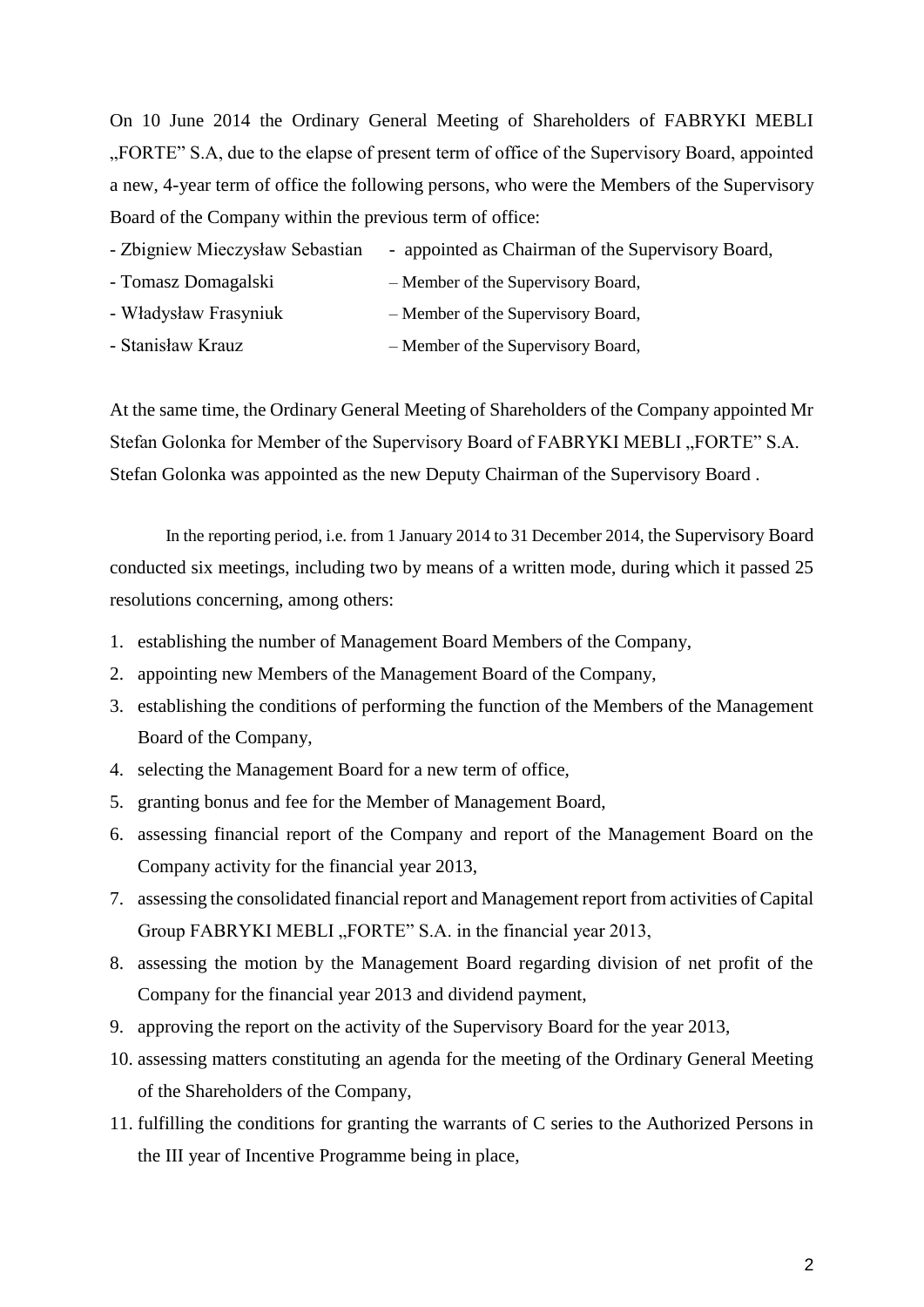On 10 June 2014 the Ordinary General Meeting of Shareholders of FABRYKI MEBLI „FORTE" S.A, due to the elapse of present term of office of the Supervisory Board, appointed a new, 4-year term of office the following persons, who were the Members of the Supervisory Board of the Company within the previous term of office:

- Zbigniew Mieczysław Sebastian - appointed as Chairman of the Supervisory Board,
- Tomasz Domagalski – Member of the Supervisory Board,
- Władysław Frasyniuk – Member of the Supervisory Board,
- Stanisław Krauz – Member of the Supervisory Board,

At the same time, the Ordinary General Meeting of Shareholders of the Company appointed Mr Stefan Golonka for Member of the Supervisory Board of FABRYKI MEBLI „FORTE" S.A. Stefan Golonka was appointed as the new Deputy Chairman of the Supervisory Board .

In the reporting period, i.e. from 1 January 2014 to 31 December 2014, the Supervisory Board conducted six meetings, including two by means of a written mode, during which it passed 25 resolutions concerning, among others:

1. establishing the number of Management Board Members of the Company,
2. appointing new Members of the Management Board of the Company,
3. establishing the conditions of performing the function of the Members of the Management Board of the Company,
4. selecting the Management Board for a new term of office,
5. granting bonus and fee for the Member of Management Board,
6. assessing financial report of the Company and report of the Management Board on the Company activity for the financial year 2013,
7. assessing the consolidated financial report and Management report from activities of Capital Group FABRYKI MEBLI „FORTE" S.A. in the financial year 2013,
8. assessing the motion by the Management Board regarding division of net profit of the Company for the financial year 2013 and dividend payment,
9. approving the report on the activity of the Supervisory Board for the year 2013,
10. assessing matters constituting an agenda for the meeting of the Ordinary General Meeting of the Shareholders of the Company,
11. fulfilling the conditions for granting the warrants of C series to the Authorized Persons in the III year of Incentive Programme being in place,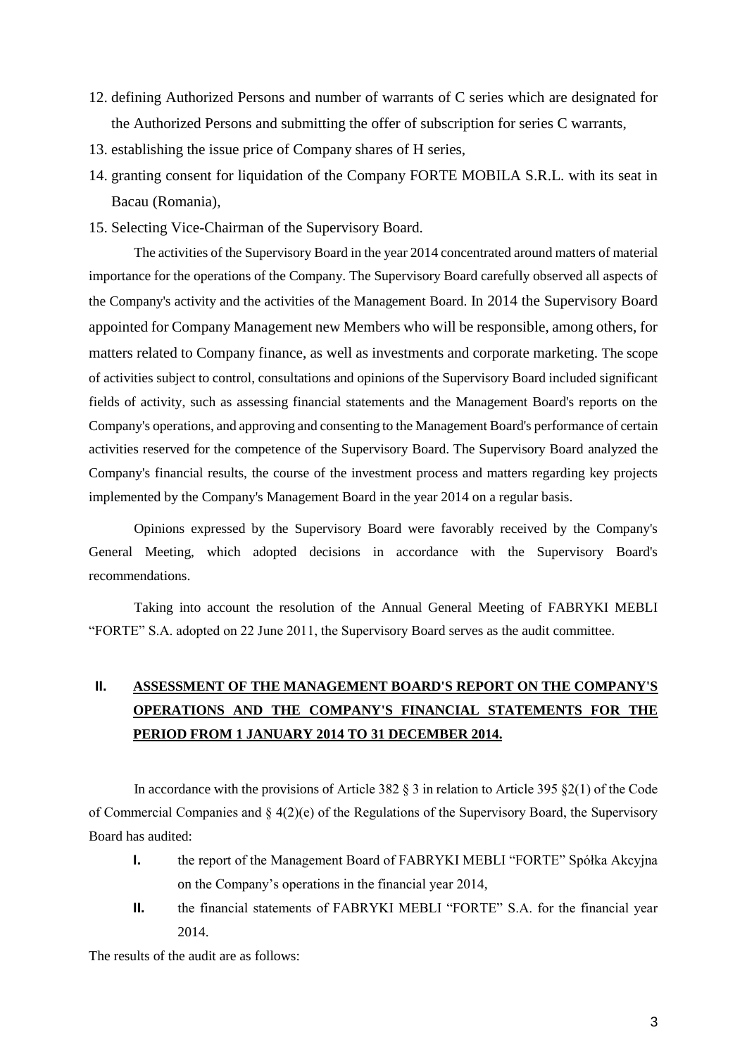12. defining Authorized Persons and number of warrants of C series which are designated for the Authorized Persons and submitting the offer of subscription for series C warrants,
13. establishing the issue price of Company shares of H series,
14. granting consent for liquidation of the Company FORTE MOBILA S.R.L. with its seat in Bacau (Romania),
15. Selecting Vice-Chairman of the Supervisory Board.

The activities of the Supervisory Board in the year 2014 concentrated around matters of material importance for the operations of the Company. The Supervisory Board carefully observed all aspects of the Company's activity and the activities of the Management Board. In 2014 the Supervisory Board appointed for Company Management new Members who will be responsible, among others, for matters related to Company finance, as well as investments and corporate marketing. The scope of activities subject to control, consultations and opinions of the Supervisory Board included significant fields of activity, such as assessing financial statements and the Management Board's reports on the Company's operations, and approving and consenting to the Management Board's performance of certain activities reserved for the competence of the Supervisory Board. The Supervisory Board analyzed the Company's financial results, the course of the investment process and matters regarding key projects implemented by the Company's Management Board in the year 2014 on a regular basis.

Opinions expressed by the Supervisory Board were favorably received by the Company's General Meeting, which adopted decisions in accordance with the Supervisory Board's recommendations.

Taking into account the resolution of the Annual General Meeting of FABRYKI MEBLI "FORTE" S.A. adopted on 22 June 2011, the Supervisory Board serves as the audit committee.

## II. ASSESSMENT OF THE MANAGEMENT BOARD'S REPORT ON THE COMPANY'S OPERATIONS AND THE COMPANY'S FINANCIAL STATEMENTS FOR THE PERIOD FROM 1 JANUARY 2014 TO 31 DECEMBER 2014.

In accordance with the provisions of Article 382 § 3 in relation to Article 395 §2(1) of the Code of Commercial Companies and § 4(2)(e) of the Regulations of the Supervisory Board, the Supervisory Board has audited:

- **I.** the report of the Management Board of FABRYKI MEBLI "FORTE" Spółka Akcyjna on the Company's operations in the financial year 2014,
- **II.** the financial statements of FABRYKI MEBLI "FORTE" S.A. for the financial year 2014.

The results of the audit are as follows: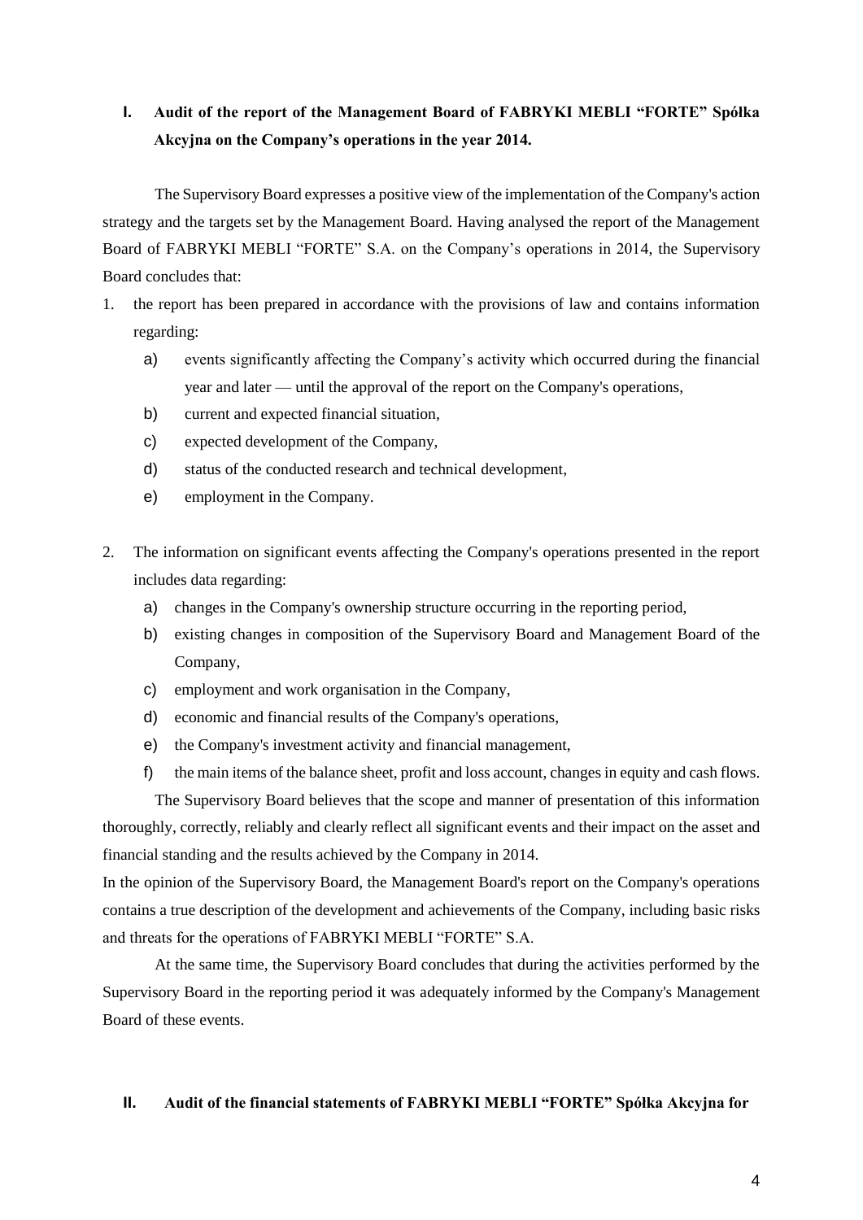## I. Audit of the report of the Management Board of FABRYKI MEBLI "FORTE" Spółka Akcyjna on the Company's operations in the year 2014.

The Supervisory Board expresses a positive view of the implementation of the Company's action strategy and the targets set by the Management Board. Having analysed the report of the Management Board of FABRYKI MEBLI "FORTE" S.A. on the Company's operations in 2014, the Supervisory Board concludes that:

1. the report has been prepared in accordance with the provisions of law and contains information regarding:
   a) events significantly affecting the Company's activity which occurred during the financial year and later — until the approval of the report on the Company's operations,
   b) current and expected financial situation,
   c) expected development of the Company,
   d) status of the conducted research and technical development,
   e) employment in the Company.

2. The information on significant events affecting the Company's operations presented in the report includes data regarding:
   a) changes in the Company's ownership structure occurring in the reporting period,
   b) existing changes in composition of the Supervisory Board and Management Board of the Company,
   c) employment and work organisation in the Company,
   d) economic and financial results of the Company's operations,
   e) the Company's investment activity and financial management,
   f) the main items of the balance sheet, profit and loss account, changes in equity and cash flows.

The Supervisory Board believes that the scope and manner of presentation of this information thoroughly, correctly, reliably and clearly reflect all significant events and their impact on the asset and financial standing and the results achieved by the Company in 2014.

In the opinion of the Supervisory Board, the Management Board's report on the Company's operations contains a true description of the development and achievements of the Company, including basic risks and threats for the operations of FABRYKI MEBLI "FORTE" S.A.

At the same time, the Supervisory Board concludes that during the activities performed by the Supervisory Board in the reporting period it was adequately informed by the Company's Management Board of these events.

## II. Audit of the financial statements of FABRYKI MEBLI "FORTE" Spółka Akcyjna for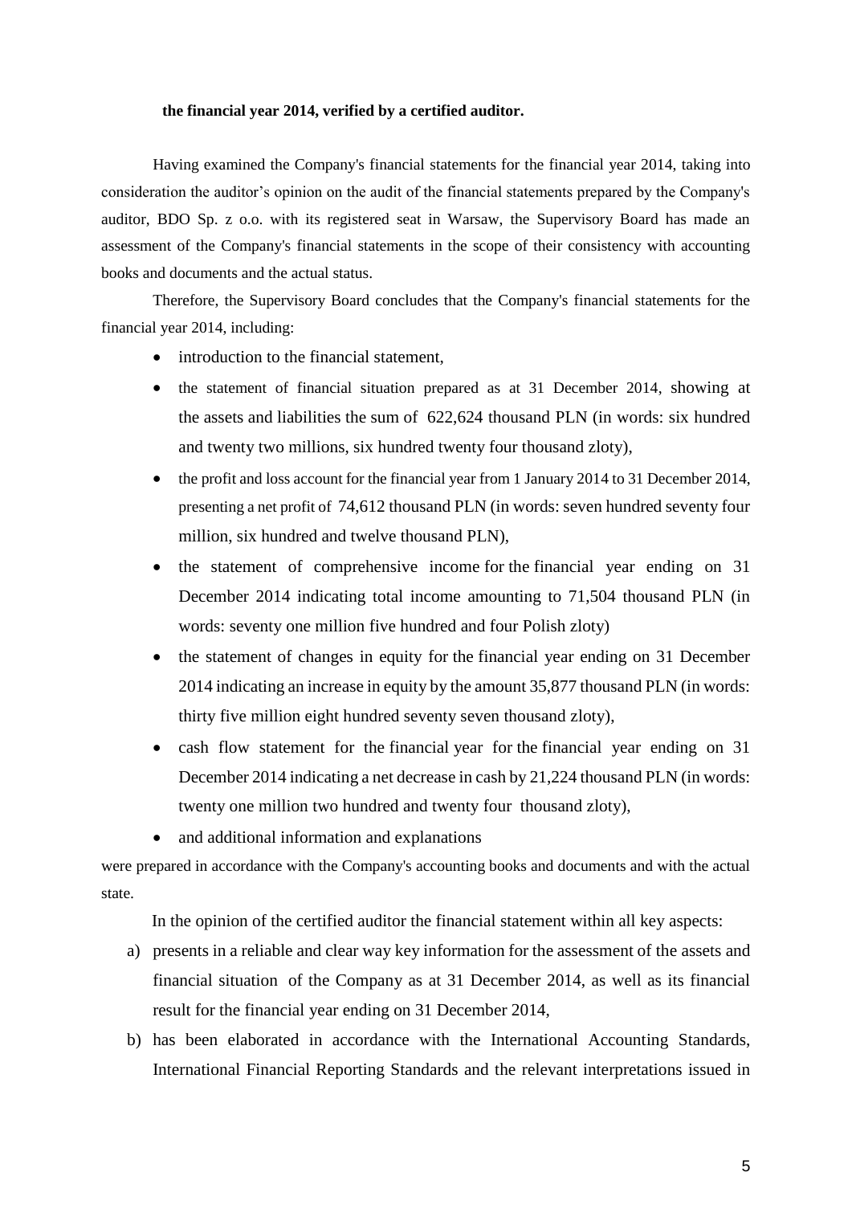**the financial year 2014, verified by a certified auditor.**

Having examined the Company's financial statements for the financial year 2014, taking into consideration the auditor's opinion on the audit of the financial statements prepared by the Company's auditor, BDO Sp. z o.o. with its registered seat in Warsaw, the Supervisory Board has made an assessment of the Company's financial statements in the scope of their consistency with accounting books and documents and the actual status.

Therefore, the Supervisory Board concludes that the Company's financial statements for the financial year 2014, including:

- introduction to the financial statement,
- the statement of financial situation prepared as at 31 December 2014, showing at the assets and liabilities the sum of 622,624 thousand PLN (in words: six hundred and twenty two millions, six hundred twenty four thousand zloty),
- the profit and loss account for the financial year from 1 January 2014 to 31 December 2014, presenting a net profit of 74,612 thousand PLN (in words: seven hundred seventy four million, six hundred and twelve thousand PLN),
- the statement of comprehensive income for the financial year ending on 31 December 2014 indicating total income amounting to 71,504 thousand PLN (in words: seventy one million five hundred and four Polish zloty)
- the statement of changes in equity for the financial year ending on 31 December 2014 indicating an increase in equity by the amount 35,877 thousand PLN (in words: thirty five million eight hundred seventy seven thousand zloty),
- cash flow statement for the financial year for the financial year ending on 31 December 2014 indicating a net decrease in cash by 21,224 thousand PLN (in words: twenty one million two hundred and twenty four thousand zloty),
- and additional information and explanations

were prepared in accordance with the Company's accounting books and documents and with the actual state.

In the opinion of the certified auditor the financial statement within all key aspects:

a) presents in a reliable and clear way key information for the assessment of the assets and financial situation of the Company as at 31 December 2014, as well as its financial result for the financial year ending on 31 December 2014,
b) has been elaborated in accordance with the International Accounting Standards, International Financial Reporting Standards and the relevant interpretations issued in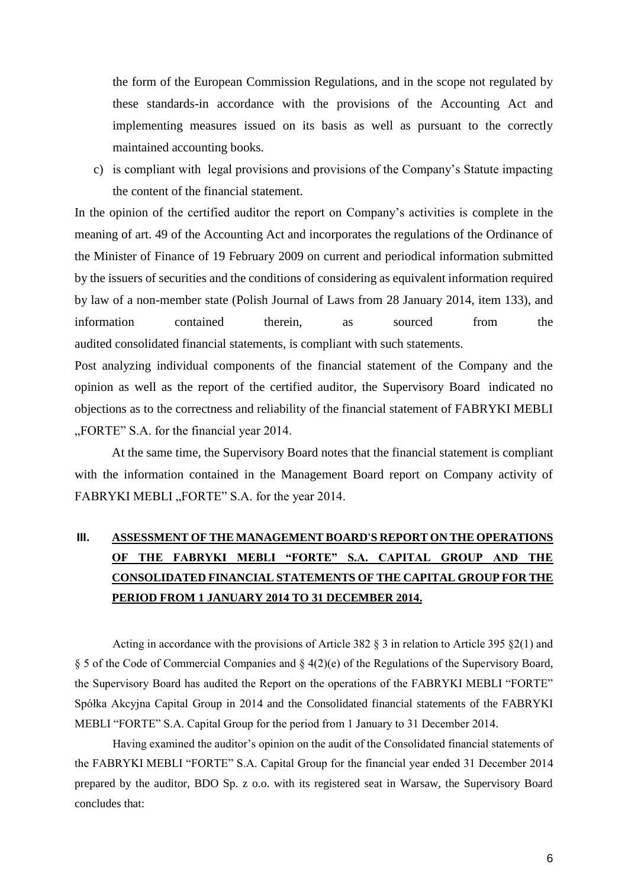the form of the European Commission Regulations, and in the scope not regulated by these standards-in accordance with the provisions of the Accounting Act and implementing measures issued on its basis as well as pursuant to the correctly maintained accounting books.

c) is compliant with legal provisions and provisions of the Company's Statute impacting the content of the financial statement.

In the opinion of the certified auditor the report on Company's activities is complete in the meaning of art. 49 of the Accounting Act and incorporates the regulations of the Ordinance of the Minister of Finance of 19 February 2009 on current and periodical information submitted by the issuers of securities and the conditions of considering as equivalent information required by law of a non-member state (Polish Journal of Laws from 28 January 2014, item 133), and information contained therein, as sourced from the audited consolidated financial statements, is compliant with such statements.

Post analyzing individual components of the financial statement of the Company and the opinion as well as the report of the certified auditor, the Supervisory Board indicated no objections as to the correctness and reliability of the financial statement of FABRYKI MEBLI „FORTE" S.A. for the financial year 2014.

At the same time, the Supervisory Board notes that the financial statement is compliant with the information contained in the Management Board report on Company activity of FABRYKI MEBLI „FORTE" S.A. for the year 2014.

## III. ASSESSMENT OF THE MANAGEMENT BOARD'S REPORT ON THE OPERATIONS OF THE FABRYKI MEBLI "FORTE" S.A. CAPITAL GROUP AND THE CONSOLIDATED FINANCIAL STATEMENTS OF THE CAPITAL GROUP FOR THE PERIOD FROM 1 JANUARY 2014 TO 31 DECEMBER 2014.

Acting in accordance with the provisions of Article 382 § 3 in relation to Article 395 §2(1) and § 5 of the Code of Commercial Companies and § 4(2)(e) of the Regulations of the Supervisory Board, the Supervisory Board has audited the Report on the operations of the FABRYKI MEBLI "FORTE" Spółka Akcyjna Capital Group in 2014 and the Consolidated financial statements of the FABRYKI MEBLI "FORTE" S.A. Capital Group for the period from 1 January to 31 December 2014.

Having examined the auditor's opinion on the audit of the Consolidated financial statements of the FABRYKI MEBLI "FORTE" S.A. Capital Group for the financial year ended 31 December 2014 prepared by the auditor, BDO Sp. z o.o. with its registered seat in Warsaw, the Supervisory Board concludes that: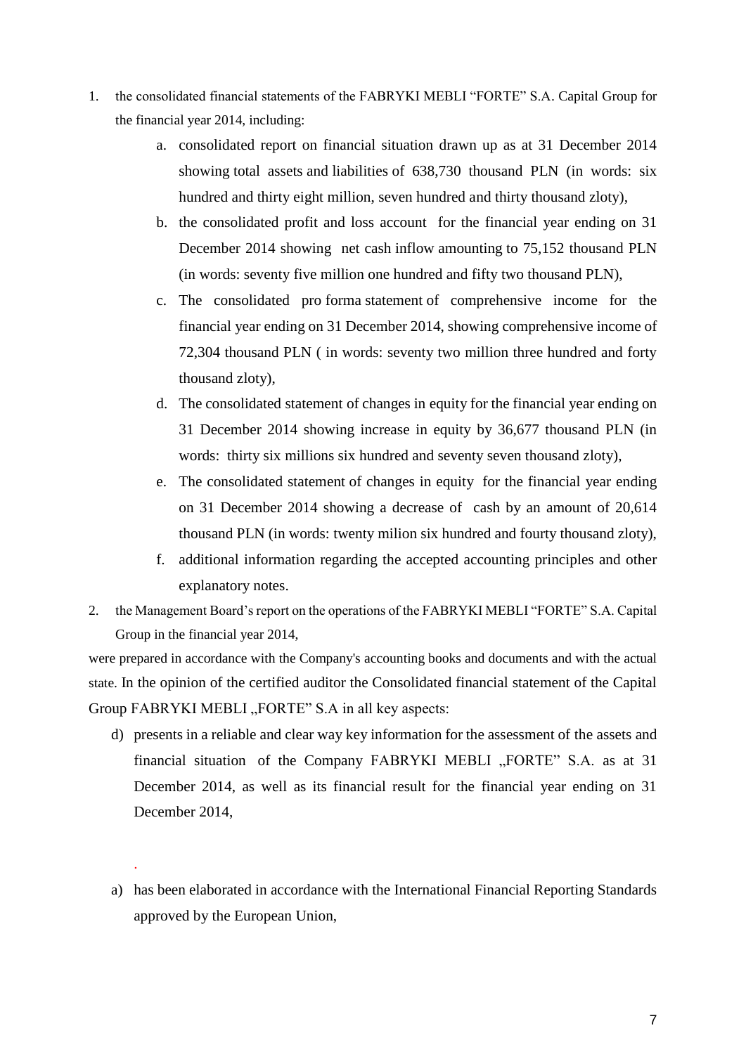1. the consolidated financial statements of the FABRYKI MEBLI "FORTE" S.A. Capital Group for the financial year 2014, including:
    a. consolidated report on financial situation drawn up as at 31 December 2014 showing total assets and liabilities of 638,730 thousand PLN (in words: six hundred and thirty eight million, seven hundred and thirty thousand zloty),
    b. the consolidated profit and loss account for the financial year ending on 31 December 2014 showing net cash inflow amounting to 75,152 thousand PLN (in words: seventy five million one hundred and fifty two thousand PLN),
    c. The consolidated pro forma statement of comprehensive income for the financial year ending on 31 December 2014, showing comprehensive income of 72,304 thousand PLN ( in words: seventy two million three hundred and forty thousand zloty),
    d. The consolidated statement of changes in equity for the financial year ending on 31 December 2014 showing increase in equity by 36,677 thousand PLN (in words: thirty six millions six hundred and seventy seven thousand zloty),
    e. The consolidated statement of changes in equity for the financial year ending on 31 December 2014 showing a decrease of cash by an amount of 20,614 thousand PLN (in words: twenty milion six hundred and fourty thousand zloty),
    f. additional information regarding the accepted accounting principles and other explanatory notes.
2. the Management Board's report on the operations of the FABRYKI MEBLI "FORTE" S.A. Capital Group in the financial year 2014,

were prepared in accordance with the Company's accounting books and documents and with the actual state. In the opinion of the certified auditor the Consolidated financial statement of the Capital Group FABRYKI MEBLI „FORTE" S.A in all key aspects:

d) presents in a reliable and clear way key information for the assessment of the assets and financial situation of the Company FABRYKI MEBLI „FORTE" S.A. as at 31 December 2014, as well as its financial result for the financial year ending on 31 December 2014,

.

a) has been elaborated in accordance with the International Financial Reporting Standards approved by the European Union,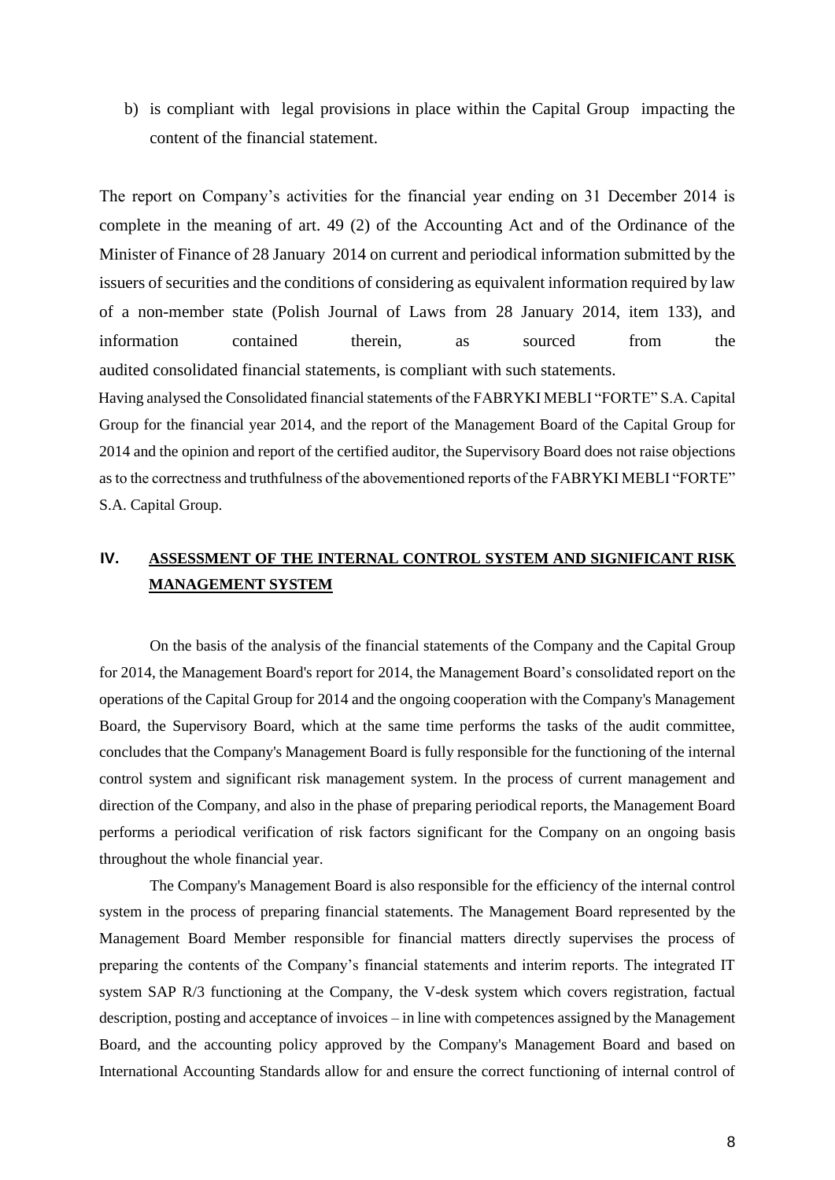b) is compliant with legal provisions in place within the Capital Group impacting the content of the financial statement.

The report on Company's activities for the financial year ending on 31 December 2014 is complete in the meaning of art. 49 (2) of the Accounting Act and of the Ordinance of the Minister of Finance of 28 January 2014 on current and periodical information submitted by the issuers of securities and the conditions of considering as equivalent information required by law of a non-member state (Polish Journal of Laws from 28 January 2014, item 133), and information contained therein, as sourced from the audited consolidated financial statements, is compliant with such statements.

Having analysed the Consolidated financial statements of the FABRYKI MEBLI "FORTE" S.A. Capital Group for the financial year 2014, and the report of the Management Board of the Capital Group for 2014 and the opinion and report of the certified auditor, the Supervisory Board does not raise objections as to the correctness and truthfulness of the abovementioned reports of the FABRYKI MEBLI "FORTE" S.A. Capital Group.

## IV. ASSESSMENT OF THE INTERNAL CONTROL SYSTEM AND SIGNIFICANT RISK MANAGEMENT SYSTEM

On the basis of the analysis of the financial statements of the Company and the Capital Group for 2014, the Management Board's report for 2014, the Management Board's consolidated report on the operations of the Capital Group for 2014 and the ongoing cooperation with the Company's Management Board, the Supervisory Board, which at the same time performs the tasks of the audit committee, concludes that the Company's Management Board is fully responsible for the functioning of the internal control system and significant risk management system. In the process of current management and direction of the Company, and also in the phase of preparing periodical reports, the Management Board performs a periodical verification of risk factors significant for the Company on an ongoing basis throughout the whole financial year.

The Company's Management Board is also responsible for the efficiency of the internal control system in the process of preparing financial statements. The Management Board represented by the Management Board Member responsible for financial matters directly supervises the process of preparing the contents of the Company's financial statements and interim reports. The integrated IT system SAP R/3 functioning at the Company, the V-desk system which covers registration, factual description, posting and acceptance of invoices – in line with competences assigned by the Management Board, and the accounting policy approved by the Company's Management Board and based on International Accounting Standards allow for and ensure the correct functioning of internal control of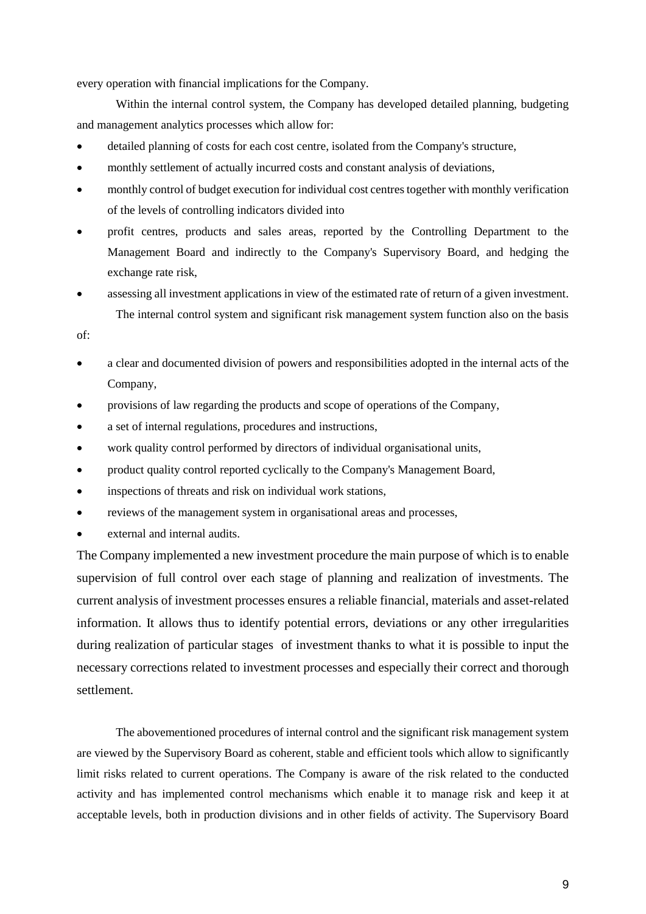every operation with financial implications for the Company.

Within the internal control system, the Company has developed detailed planning, budgeting and management analytics processes which allow for:

- detailed planning of costs for each cost centre, isolated from the Company's structure,
- monthly settlement of actually incurred costs and constant analysis of deviations,
- monthly control of budget execution for individual cost centres together with monthly verification of the levels of controlling indicators divided into
- profit centres, products and sales areas, reported by the Controlling Department to the Management Board and indirectly to the Company's Supervisory Board, and hedging the exchange rate risk,
- assessing all investment applications in view of the estimated rate of return of a given investment.

The internal control system and significant risk management system function also on the basis of:

- a clear and documented division of powers and responsibilities adopted in the internal acts of the Company,
- provisions of law regarding the products and scope of operations of the Company,
- a set of internal regulations, procedures and instructions,
- work quality control performed by directors of individual organisational units,
- product quality control reported cyclically to the Company's Management Board,
- inspections of threats and risk on individual work stations,
- reviews of the management system in organisational areas and processes,
- external and internal audits.

The Company implemented a new investment procedure the main purpose of which is to enable supervision of full control over each stage of planning and realization of investments. The current analysis of investment processes ensures a reliable financial, materials and asset-related information. It allows thus to identify potential errors, deviations or any other irregularities during realization of particular stages of investment thanks to what it is possible to input the necessary corrections related to investment processes and especially their correct and thorough settlement.

The abovementioned procedures of internal control and the significant risk management system are viewed by the Supervisory Board as coherent, stable and efficient tools which allow to significantly limit risks related to current operations. The Company is aware of the risk related to the conducted activity and has implemented control mechanisms which enable it to manage risk and keep it at acceptable levels, both in production divisions and in other fields of activity. The Supervisory Board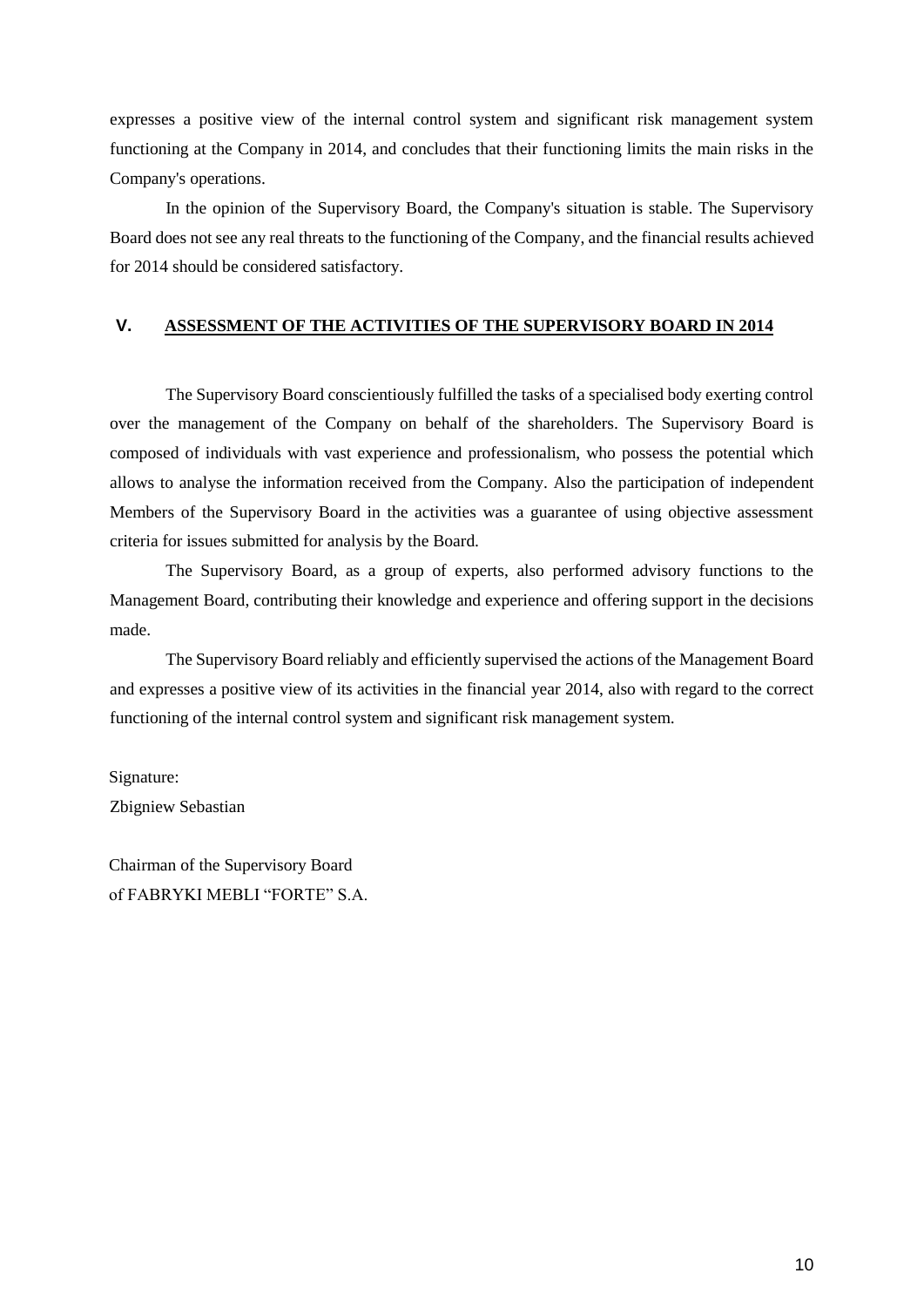expresses a positive view of the internal control system and significant risk management system functioning at the Company in 2014, and concludes that their functioning limits the main risks in the Company's operations.

In the opinion of the Supervisory Board, the Company's situation is stable. The Supervisory Board does not see any real threats to the functioning of the Company, and the financial results achieved for 2014 should be considered satisfactory.

## V. ASSESSMENT OF THE ACTIVITIES OF THE SUPERVISORY BOARD IN 2014

The Supervisory Board conscientiously fulfilled the tasks of a specialised body exerting control over the management of the Company on behalf of the shareholders. The Supervisory Board is composed of individuals with vast experience and professionalism, who possess the potential which allows to analyse the information received from the Company. Also the participation of independent Members of the Supervisory Board in the activities was a guarantee of using objective assessment criteria for issues submitted for analysis by the Board.

The Supervisory Board, as a group of experts, also performed advisory functions to the Management Board, contributing their knowledge and experience and offering support in the decisions made.

The Supervisory Board reliably and efficiently supervised the actions of the Management Board and expresses a positive view of its activities in the financial year 2014, also with regard to the correct functioning of the internal control system and significant risk management system.

Signature:
Zbigniew Sebastian

Chairman of the Supervisory Board
of FABRYKI MEBLI "FORTE" S.A.